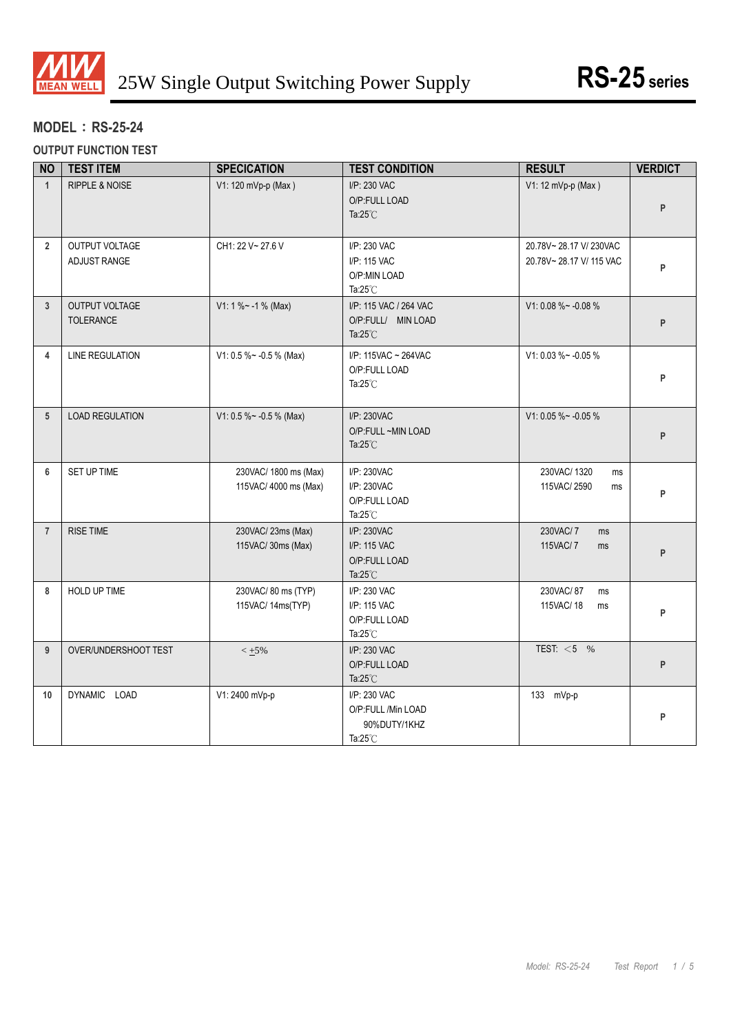# 25W Single Output Switching Power Supply

**RS-25 series**

## MODEL：RS-25-24

### OUTPUT FUNCTION TEST

| NO | TEST ITEM | SPECICATION | TEST CONDITION | RESULT | VERDICT |
|---|---|---|---|---|---|
| 1 | RIPPLE & NOISE | V1: 120 mVp-p (Max ) | I/P: 230 VAC<br>O/P:FULL LOAD<br>Ta:25℃ | V1: 12 mVp-p (Max ) | P |
| 2 | OUTPUT VOLTAGE ADJUST RANGE | CH1: 22 V~ 27.6 V | I/P: 230 VAC<br>I/P: 115 VAC<br>O/P:MIN LOAD<br>Ta:25℃ | 20.78V~ 28.17 V/ 230VAC<br>20.78V~ 28.17 V/ 115 VAC | P |
| 3 | OUTPUT VOLTAGE TOLERANCE | V1: 1 %~ -1 % (Max) | I/P: 115 VAC / 264 VAC<br>O/P:FULL/ MIN LOAD<br>Ta:25℃ | V1: 0.08 %~ -0.08 % | P |
| 4 | LINE REGULATION | V1: 0.5 %~ -0.5 % (Max) | I/P: 115VAC ~ 264VAC<br>O/P:FULL LOAD<br>Ta:25℃ | V1: 0.03 %~ -0.05 % | P |
| 5 | LOAD REGULATION | V1: 0.5 %~ -0.5 % (Max) | I/P: 230VAC<br>O/P:FULL ~MIN LOAD<br>Ta:25℃ | V1: 0.05 %~ -0.05 % | P |
| 6 | SET UP TIME | 230VAC/ 1800 ms (Max)<br>115VAC/ 4000 ms (Max) | I/P: 230VAC<br>I/P: 230VAC<br>O/P:FULL LOAD<br>Ta:25℃ | 230VAC/ 1320 ms<br>115VAC/ 2590 ms | P |
| 7 | RISE TIME | 230VAC/ 23ms (Max)<br>115VAC/ 30ms (Max) | I/P: 230VAC<br>I/P: 115 VAC<br>O/P:FULL LOAD<br>Ta:25℃ | 230VAC/ 7 ms<br>115VAC/ 7 ms | P |
| 8 | HOLD UP TIME | 230VAC/ 80 ms (TYP)<br>115VAC/ 14ms(TYP) | I/P: 230 VAC<br>I/P: 115 VAC<br>O/P:FULL LOAD<br>Ta:25℃ | 230VAC/ 87 ms<br>115VAC/ 18 ms | P |
| 9 | OVER/UNDERSHOOT TEST | < $\pm$5% | I/P: 230 VAC<br>O/P:FULL LOAD<br>Ta:25℃ | TEST: <5 % | P |
| 10 | DYNAMIC LOAD | V1: 2400 mVp-p | I/P: 230 VAC<br>O/P:FULL /Min LOAD<br>90%DUTY/1KHZ<br>Ta:25℃ | 133 mVp-p | P |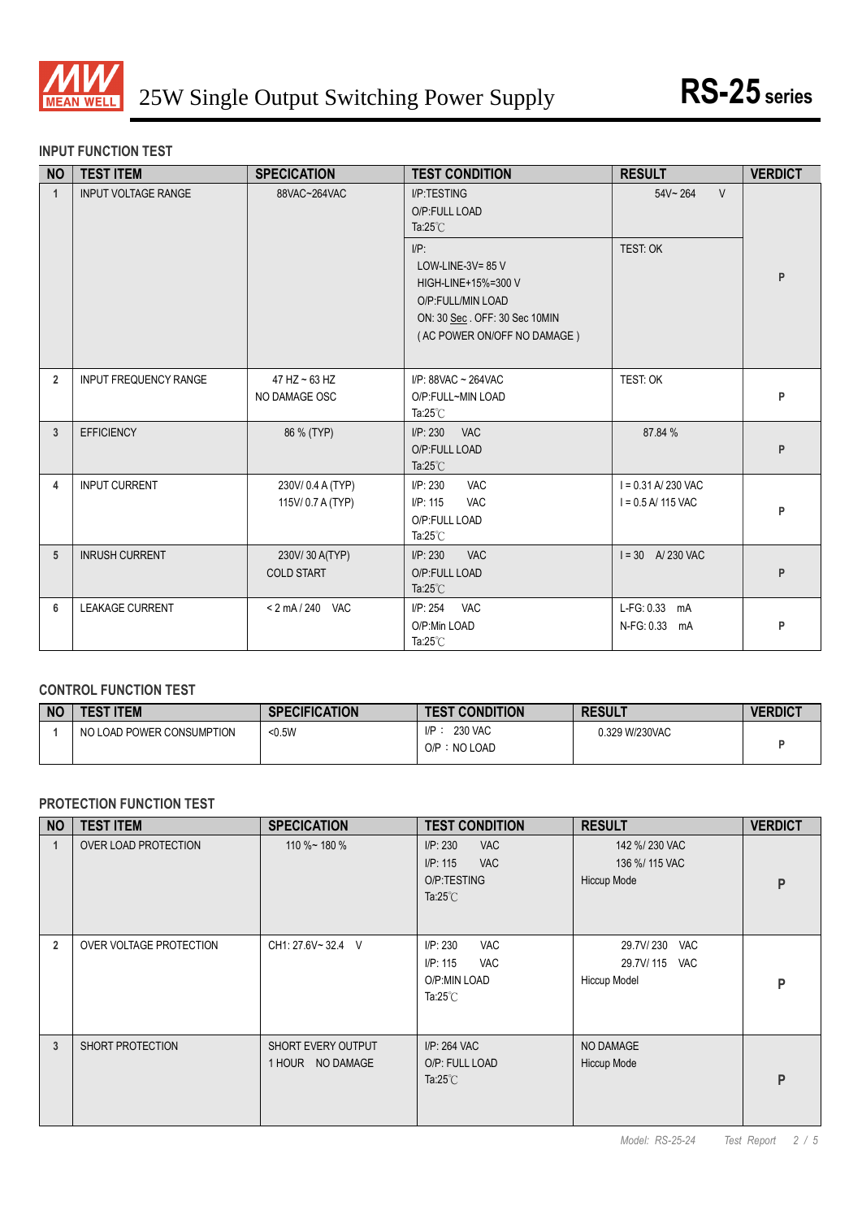# 25W Single Output Switching Power Supply

**RS-25 series**

### INPUT FUNCTION TEST

| NO | TEST ITEM | SPECICATION | TEST CONDITION | RESULT | VERDICT |
|---|---|---|---|---|---|
| 1 | INPUT VOLTAGE RANGE | 88VAC~264VAC | I/P:TESTING<br>O/P:FULL LOAD<br>Ta:25℃ | 54V~ 264 V | P |
| | | | I/P:<br>LOW-LINE-3V= 85 V<br>HIGH-LINE+15%=300 V<br>O/P:FULL/MIN LOAD<br>ON: 30 Sec . OFF: 30 Sec 10MIN<br>( AC POWER ON/OFF NO DAMAGE ) | TEST: OK | |
| 2 | INPUT FREQUENCY RANGE | 47 HZ ~ 63 HZ<br>NO DAMAGE OSC | I/P: 88VAC ~ 264VAC<br>O/P:FULL~MIN LOAD<br>Ta:25℃ | TEST: OK | P |
| 3 | EFFICIENCY | 86 % (TYP) | I/P: 230 VAC<br>O/P:FULL LOAD<br>Ta:25℃ | 87.84 % | P |
| 4 | INPUT CURRENT | 230V/ 0.4 A (TYP)<br>115V/ 0.7 A (TYP) | I/P: 230 VAC<br>I/P: 115 VAC<br>O/P:FULL LOAD<br>Ta:25℃ | I = 0.31 A/ 230 VAC<br>I = 0.5 A/ 115 VAC | P |
| 5 | INRUSH CURRENT | 230V/ 30 A(TYP)<br>COLD START | I/P: 230 VAC<br>O/P:FULL LOAD<br>Ta:25℃ | I = 30 A/ 230 VAC | P |
| 6 | LEAKAGE CURRENT | < 2 mA / 240 VAC | I/P: 254 VAC<br>O/P:Min LOAD<br>Ta:25℃ | L-FG: 0.33 mA<br>N-FG: 0.33 mA | P |

### CONTROL FUNCTION TEST

| NO | TEST ITEM | SPECIFICATION | TEST CONDITION | RESULT | VERDICT |
|---|---|---|---|---|---|
| 1 | NO LOAD POWER CONSUMPTION | <0.5W | I/P： 230 VAC<br>O/P：NO LOAD | 0.329 W/230VAC | P |

### PROTECTION FUNCTION TEST

| NO | TEST ITEM | SPECICATION | TEST CONDITION | RESULT | VERDICT |
|---|---|---|---|---|---|
| 1 | OVER LOAD PROTECTION | 110 %~ 180 % | I/P: 230 VAC<br>I/P: 115 VAC<br>O/P:TESTING<br>Ta:25℃ | 142 %/ 230 VAC<br>136 %/ 115 VAC<br>Hiccup Mode | P |
| 2 | OVER VOLTAGE PROTECTION | CH1: 27.6V~ 32.4 V | I/P: 230 VAC<br>I/P: 115 VAC<br>O/P:MIN LOAD<br>Ta:25℃ | 29.7V/ 230 VAC<br>29.7V/ 115 VAC<br>Hiccup Model | P |
| 3 | SHORT PROTECTION | SHORT EVERY OUTPUT<br>1 HOUR NO DAMAGE | I/P: 264 VAC<br>O/P: FULL LOAD<br>Ta:25℃ | NO DAMAGE<br>Hiccup Mode | P |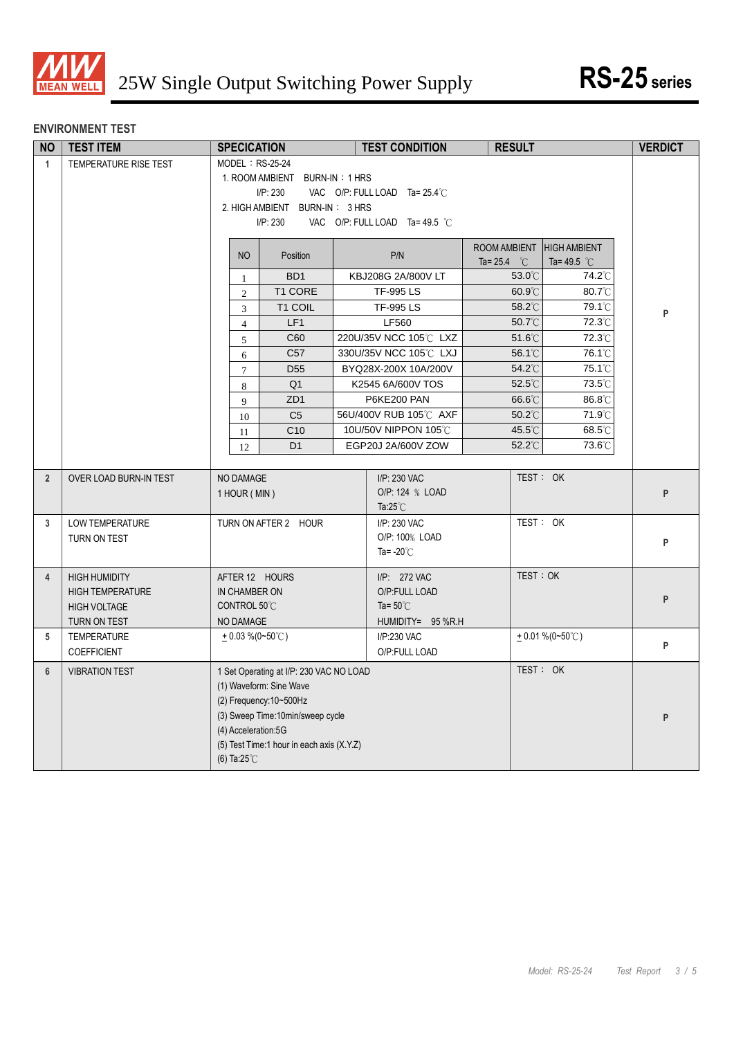## ENVIRONMENT TEST

| NO | TEST ITEM | SPECICATION | TEST CONDITION | RESULT | VERDICT |
|---|---|---|---|---|---|
| 1 | TEMPERATURE RISE TEST | MODEL：RS-25-24<br>1. ROOM AMBIENT BURN-IN：1 HRS<br>I/P: 230 VAC O/P: FULL LOAD Ta= 25.4℃<br>2. HIGH AMBIENT BURN-IN： 3 HRS<br>I/P: 230 VAC O/P: FULL LOAD Ta= 49.5 ℃ | | | P |

| NO | Position | P/N | ROOM AMBIENT Ta= 25.4 ℃ | HIGH AMBIENT Ta= 49.5 ℃ |
|---|---|---|---|---|
| 1 | BD1 | KBJ208G 2A/800V LT | 53.0℃ | 74.2℃ |
| 2 | T1 CORE | TF-995 LS | 60.9℃ | 80.7℃ |
| 3 | T1 COIL | TF-995 LS | 58.2℃ | 79.1℃ |
| 4 | LF1 | LF560 | 50.7℃ | 72.3℃ |
| 5 | C60 | 220U/35V NCC 105℃ LXZ | 51.6℃ | 72.3℃ |
| 6 | C57 | 330U/35V NCC 105℃ LXJ | 56.1℃ | 76.1℃ |
| 7 | D55 | BYQ28X-200X 10A/200V | 54.2℃ | 75.1℃ |
| 8 | Q1 | K2545 6A/600V TOS | 52.5℃ | 73.5℃ |
| 9 | ZD1 | P6KE200 PAN | 66.6℃ | 86.8℃ |
| 10 | C5 | 56U/400V RUB 105℃ AXF | 50.2℃ | 71.9℃ |
| 11 | C10 | 10U/50V NIPPON 105℃ | 45.5℃ | 68.5℃ |
| 12 | D1 | EGP20J 2A/600V ZOW | 52.2℃ | 73.6℃ |

| NO | TEST ITEM | SPECICATION | TEST CONDITION | RESULT | VERDICT |
|---|---|---|---|---|---|
| 2 | OVER LOAD BURN-IN TEST | NO DAMAGE<br>1 HOUR ( MIN ) | I/P: 230 VAC<br>O/P: 124 % LOAD<br>Ta:25℃ | TEST： OK | P |
| 3 | LOW TEMPERATURE<br>TURN ON TEST | TURN ON AFTER 2 HOUR | I/P: 230 VAC<br>O/P: 100% LOAD<br>Ta= -20℃ | TEST： OK | P |
| 4 | HIGH HUMIDITY<br>HIGH TEMPERATURE<br>HIGH VOLTAGE<br>TURN ON TEST | AFTER 12 HOURS<br>IN CHAMBER ON<br>CONTROL 50℃<br>NO DAMAGE | I/P: 272 VAC<br>O/P:FULL LOAD<br>Ta= 50℃<br>HUMIDITY= 95 %R.H | TEST：OK | P |
| 5 | TEMPERATURE<br>COEFFICIENT | ± 0.03 %(0~50℃) | I/P:230 VAC<br>O/P:FULL LOAD | ± 0.01 %(0~50℃) | P |
| 6 | VIBRATION TEST | 1 Set Operating at I/P: 230 VAC NO LOAD<br>(1) Waveform: Sine Wave<br>(2) Frequency:10~500Hz<br>(3) Sweep Time:10min/sweep cycle<br>(4) Acceleration:5G<br>(5) Test Time:1 hour in each axis (X.Y.Z)<br>(6) Ta:25℃ | | TEST： OK | P |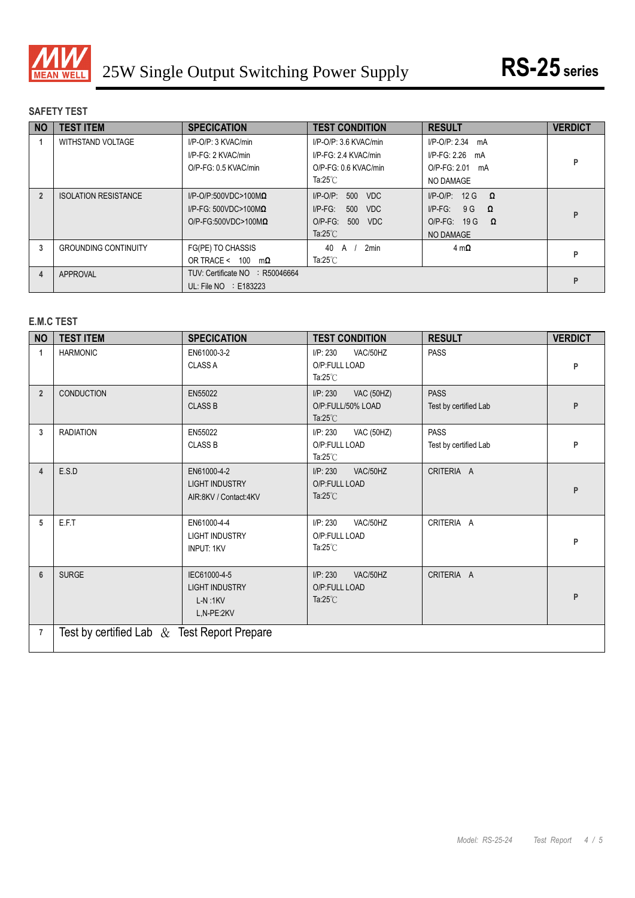# 25W Single Output Switching Power Supply

**RS-25 series**

## SAFETY TEST

| NO | TEST ITEM | SPECICATION | TEST CONDITION | RESULT | VERDICT |
|---|---|---|---|---|---|
| 1 | WITHSTAND VOLTAGE | I/P-O/P: 3 KVAC/min<br>I/P-FG: 2 KVAC/min<br>O/P-FG: 0.5 KVAC/min | I/P-O/P: 3.6 KVAC/min<br>I/P-FG: 2.4 KVAC/min<br>O/P-FG: 0.6 KVAC/min<br>Ta:25℃ | I/P-O/P: 2.34 mA<br>I/P-FG: 2.26 mA<br>O/P-FG: 2.01 mA<br>NO DAMAGE | P |
| 2 | ISOLATION RESISTANCE | I/P-O/P:500VDC>100MΩ<br>I/P-FG: 500VDC>100MΩ<br>O/P-FG:500VDC>100MΩ | I/P-O/P: 500 VDC<br>I/P-FG: 500 VDC<br>O/P-FG: 500 VDC<br>Ta:25℃ | I/P-O/P: 12 G Ω<br>I/P-FG: 9 G Ω<br>O/P-FG: 19 G Ω<br>NO DAMAGE | P |
| 3 | GROUNDING CONTINUITY | FG(PE) TO CHASSIS<br>OR TRACE < 100 mΩ | 40 A / 2min<br>Ta:25℃ | 4 mΩ | P |
| 4 | APPROVAL | TUV: Certificate NO : R50046664<br>UL: File NO : E183223 | | | P |

## E.M.C TEST

| NO | TEST ITEM | SPECICATION | TEST CONDITION | RESULT | VERDICT |
|---|---|---|---|---|---|
| 1 | HARMONIC | EN61000-3-2<br>CLASS A | I/P: 230 VAC/50HZ<br>O/P:FULL LOAD<br>Ta:25℃ | PASS | P |
| 2 | CONDUCTION | EN55022<br>CLASS B | I/P: 230 VAC (50HZ)<br>O/P:FULL/50% LOAD<br>Ta:25℃ | PASS<br>Test by certified Lab | P |
| 3 | RADIATION | EN55022<br>CLASS B | I/P: 230 VAC (50HZ)<br>O/P:FULL LOAD<br>Ta:25℃ | PASS<br>Test by certified Lab | P |
| 4 | E.S.D | EN61000-4-2<br>LIGHT INDUSTRY<br>AIR:8KV / Contact:4KV | I/P: 230 VAC/50HZ<br>O/P:FULL LOAD<br>Ta:25℃ | CRITERIA A | P |
| 5 | E.F.T | EN61000-4-4<br>LIGHT INDUSTRY<br>INPUT: 1KV | I/P: 230 VAC/50HZ<br>O/P:FULL LOAD<br>Ta:25℃ | CRITERIA A | P |
| 6 | SURGE | IEC61000-4-5<br>LIGHT INDUSTRY<br>L-N :1KV<br>L,N-PE:2KV | I/P: 230 VAC/50HZ<br>O/P:FULL LOAD<br>Ta:25℃ | CRITERIA A | P |
| 7 | Test by certified Lab & Test Report Prepare | | | | |

Model: RS-25-24 Test Report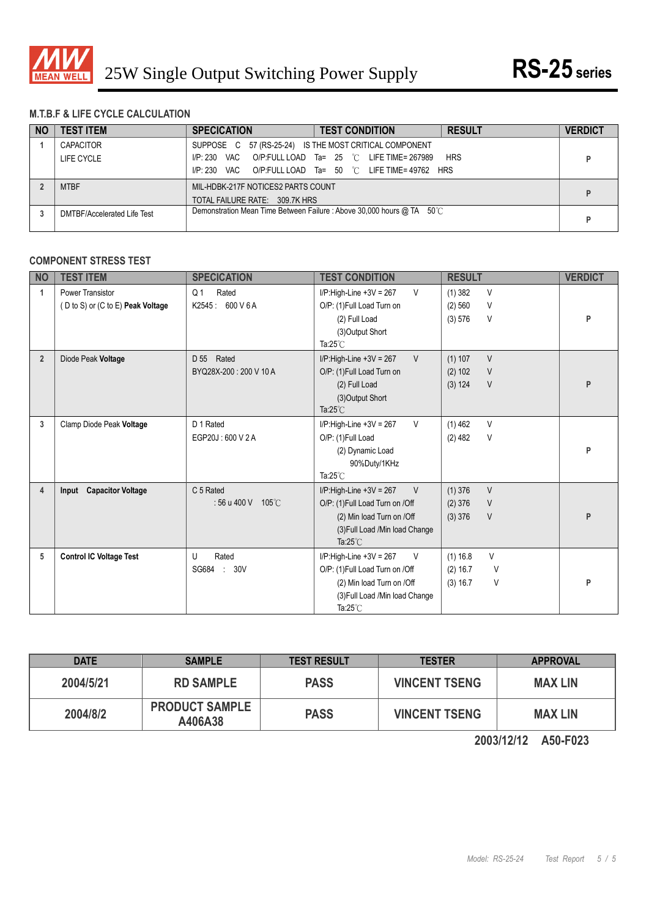# 25W Single Output Switching Power Supply — RS-25 series

## M.T.B.F & LIFE CYCLE CALCULATION

| NO | TEST ITEM | SPECICATION | TEST CONDITION | RESULT | VERDICT |
|---|---|---|---|---|---|
| 1 | CAPACITOR LIFE CYCLE | SUPPOSE C 57 (RS-25-24) IS THE MOST CRITICAL COMPONENT<br>I/P: 230 VAC O/P:FULL LOAD Ta= 25 ℃ LIFE TIME= 267989 HRS<br>I/P: 230 VAC O/P:FULL LOAD Ta= 50 ℃ LIFE TIME= 49762 HRS | | | P |
| 2 | MTBF | MIL-HDBK-217F NOTICES2 PARTS COUNT<br>TOTAL FAILURE RATE: 309.7K HRS | | | P |
| 3 | DMTBF/Accelerated Life Test | Demonstration Mean Time Between Failure : Above 30,000 hours @ TA 50℃ | | | P |

## COMPONENT STRESS TEST

| NO | TEST ITEM | SPECICATION | TEST CONDITION | RESULT | VERDICT |
|---|---|---|---|---|---|
| 1 | Power Transistor<br>( D to S) or (C to E) **Peak Voltage** | Q 1 Rated<br>K2545 : 600 V 6 A | I/P:High-Line +3V = 267 V<br>O/P: (1)Full Load Turn on<br>(2) Full Load<br>(3)Output Short<br>Ta:25℃ | (1) 382 V<br>(2) 560 V<br>(3) 576 V | P |
| 2 | Diode Peak **Voltage** | D 55 Rated<br>BYQ28X-200 : 200 V 10 A | I/P:High-Line +3V = 267 V<br>O/P: (1)Full Load Turn on<br>(2) Full Load<br>(3)Output Short<br>Ta:25℃ | (1) 107 V<br>(2) 102 V<br>(3) 124 V | P |
| 3 | Clamp Diode Peak **Voltage** | D 1 Rated<br>EGP20J : 600 V 2 A | I/P:High-Line +3V = 267 V<br>O/P: (1)Full Load<br>(2) Dynamic Load<br>90%Duty/1KHz<br>Ta:25℃ | (1) 462 V<br>(2) 482 V | P |
| 4 | **Input Capacitor Voltage** | C 5 Rated<br>: 56 u 400 V 105℃ | I/P:High-Line +3V = 267 V<br>O/P: (1)Full Load Turn on /Off<br>(2) Min load Turn on /Off<br>(3)Full Load /Min load Change<br>Ta:25℃ | (1) 376 V<br>(2) 376 V<br>(3) 376 V | P |
| 5 | **Control IC Voltage Test** | U Rated<br>SG684 : 30V | I/P:High-Line +3V = 267 V<br>O/P: (1)Full Load Turn on /Off<br>(2) Min load Turn on /Off<br>(3)Full Load /Min load Change<br>Ta:25℃ | (1) 16.8 V<br>(2) 16.7 V<br>(3) 16.7 V | P |

| DATE | SAMPLE | TEST RESULT | TESTER | APPROVAL |
|---|---|---|---|---|
| 2004/5/21 | RD SAMPLE | PASS | VINCENT TSENG | MAX LIN |
| 2004/8/2 | PRODUCT SAMPLE A406A38 | PASS | VINCENT TSENG | MAX LIN |

2003/12/12 A50-F023

*Model: RS-25-24 Test Report*